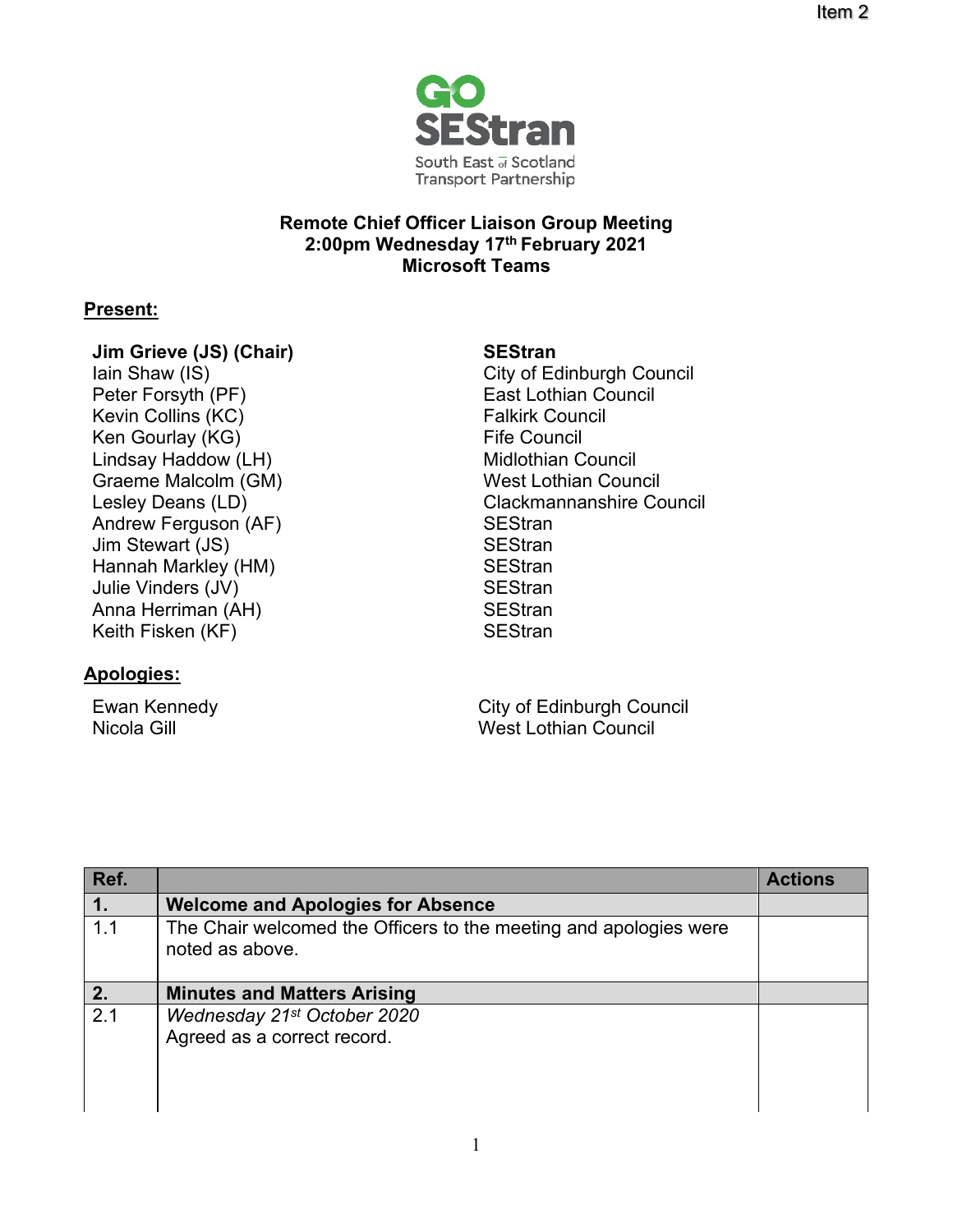Item 2

GO SEStran
South East of Scotland Transport Partnership

**Remote Chief Officer Liaison Group Meeting**
**2:00pm Wednesday 17th February 2021**
**Microsoft Teams**

**Present:**

| | |
|---|---|
| **Jim Grieve (JS) (Chair)** | **SEStran** |
| Iain Shaw (IS) | City of Edinburgh Council |
| Peter Forsyth (PF) | East Lothian Council |
| Kevin Collins (KC) | Falkirk Council |
| Ken Gourlay (KG) | Fife Council |
| Lindsay Haddow (LH) | Midlothian Council |
| Graeme Malcolm (GM) | West Lothian Council |
| Lesley Deans (LD) | Clackmannanshire Council |
| Andrew Ferguson (AF) | SEStran |
| Jim Stewart (JS) | SEStran |
| Hannah Markley (HM) | SEStran |
| Julie Vinders (JV) | SEStran |
| Anna Herriman (AH) | SEStran |
| Keith Fisken (KF) | SEStran |

**Apologies:**

| | |
|---|---|
| Ewan Kennedy | City of Edinburgh Council |
| Nicola Gill | West Lothian Council |

| Ref. | | Actions |
|---|---|---|
| **1.** | **Welcome and Apologies for Absence** | |
| 1.1 | The Chair welcomed the Officers to the meeting and apologies were noted as above. | |
| **2.** | **Minutes and Matters Arising** | |
| 2.1 | *Wednesday 21st October 2020*<br>Agreed as a correct record. | |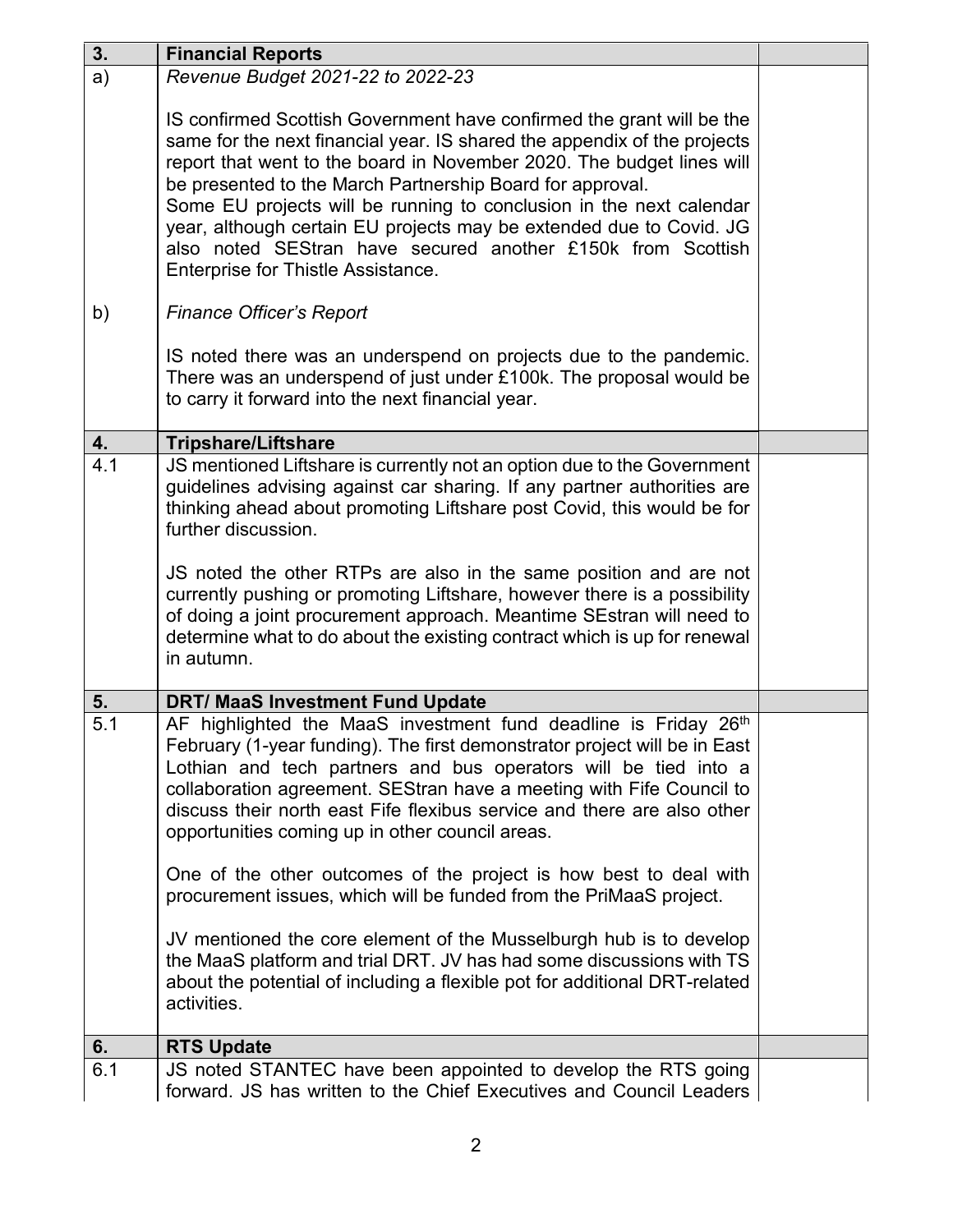| 3. | **Financial Reports** | |
|---|---|---|
| a) | *Revenue Budget 2021-22 to 2022-23*<br><br>IS confirmed Scottish Government have confirmed the grant will be the same for the next financial year. IS shared the appendix of the projects report that went to the board in November 2020. The budget lines will be presented to the March Partnership Board for approval.<br>Some EU projects will be running to conclusion in the next calendar year, although certain EU projects may be extended due to Covid. JG also noted SEStran have secured another £150k from Scottish Enterprise for Thistle Assistance. | |
| b) | *Finance Officer's Report*<br><br>IS noted there was an underspend on projects due to the pandemic. There was an underspend of just under £100k. The proposal would be to carry it forward into the next financial year. | |
| **4.** | **Tripshare/Liftshare** | |
| 4.1 | JS mentioned Liftshare is currently not an option due to the Government guidelines advising against car sharing. If any partner authorities are thinking ahead about promoting Liftshare post Covid, this would be for further discussion.<br><br>JS noted the other RTPs are also in the same position and are not currently pushing or promoting Liftshare, however there is a possibility of doing a joint procurement approach. Meantime SEstran will need to determine what to do about the existing contract which is up for renewal in autumn. | |
| **5.** | **DRT/ MaaS Investment Fund Update** | |
| 5.1 | AF highlighted the MaaS investment fund deadline is Friday 26th February (1-year funding). The first demonstrator project will be in East Lothian and tech partners and bus operators will be tied into a collaboration agreement. SEStran have a meeting with Fife Council to discuss their north east Fife flexibus service and there are also other opportunities coming up in other council areas.<br><br>One of the other outcomes of the project is how best to deal with procurement issues, which will be funded from the PriMaaS project.<br><br>JV mentioned the core element of the Musselburgh hub is to develop the MaaS platform and trial DRT. JV has had some discussions with TS about the potential of including a flexible pot for additional DRT-related activities. | |
| **6.** | **RTS Update** | |
| 6.1 | JS noted STANTEC have been appointed to develop the RTS going forward. JS has written to the Chief Executives and Council Leaders | |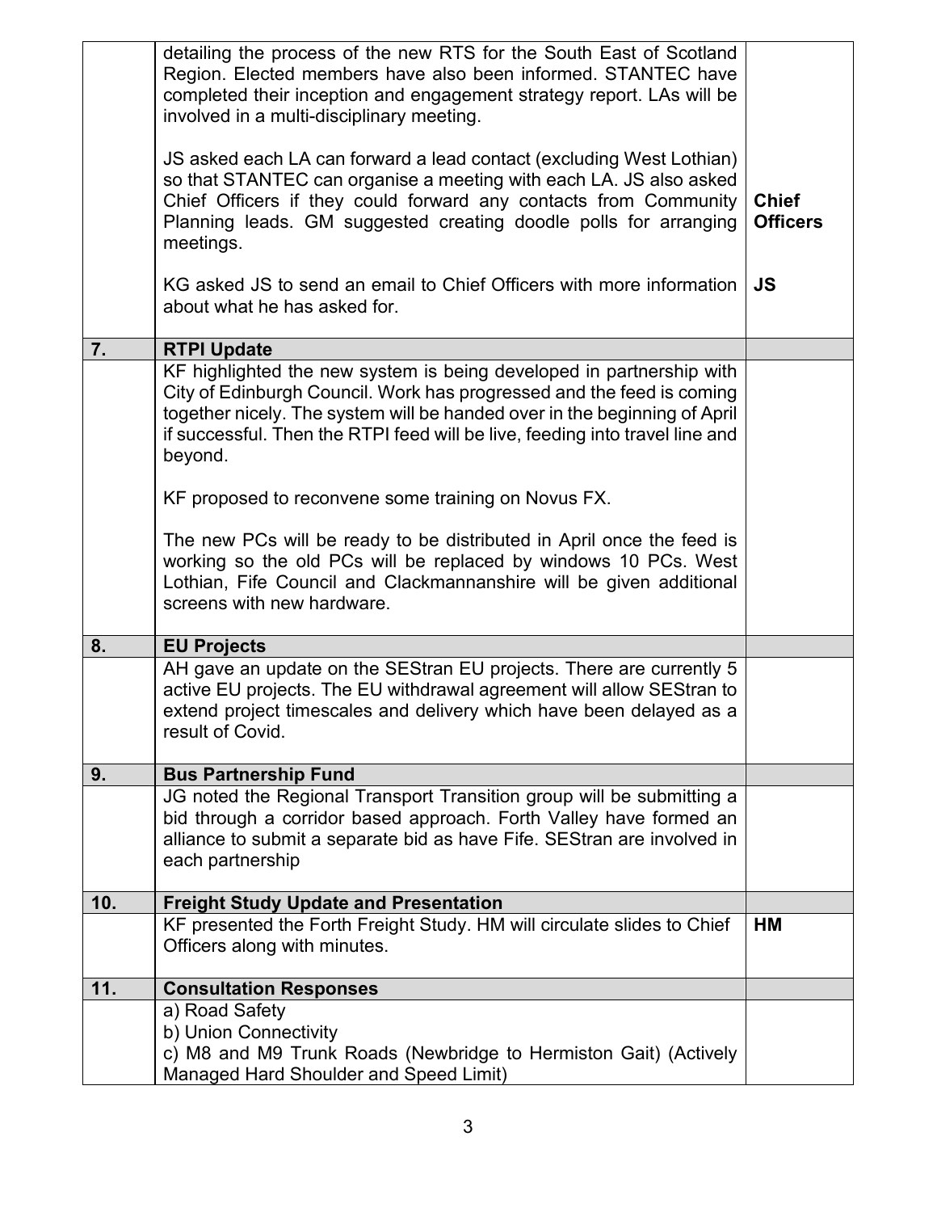| | | |
|---|---|---|
| | detailing the process of the new RTS for the South East of Scotland Region. Elected members have also been informed. STANTEC have completed their inception and engagement strategy report. LAs will be involved in a multi-disciplinary meeting.<br><br>JS asked each LA can forward a lead contact (excluding West Lothian) so that STANTEC can organise a meeting with each LA. JS also asked Chief Officers if they could forward any contacts from Community Planning leads. GM suggested creating doodle polls for arranging meetings.<br><br>KG asked JS to send an email to Chief Officers with more information about what he has asked for. | **Chief Officers**<br><br>**JS** |
| **7.** | **RTPI Update** | |
| | KF highlighted the new system is being developed in partnership with City of Edinburgh Council. Work has progressed and the feed is coming together nicely. The system will be handed over in the beginning of April if successful. Then the RTPI feed will be live, feeding into travel line and beyond.<br><br>KF proposed to reconvene some training on Novus FX.<br><br>The new PCs will be ready to be distributed in April once the feed is working so the old PCs will be replaced by windows 10 PCs. West Lothian, Fife Council and Clackmannanshire will be given additional screens with new hardware. | |
| **8.** | **EU Projects** | |
| | AH gave an update on the SEStran EU projects. There are currently 5 active EU projects. The EU withdrawal agreement will allow SEStran to extend project timescales and delivery which have been delayed as a result of Covid. | |
| **9.** | **Bus Partnership Fund** | |
| | JG noted the Regional Transport Transition group will be submitting a bid through a corridor based approach. Forth Valley have formed an alliance to submit a separate bid as have Fife. SEStran are involved in each partnership | |
| **10.** | **Freight Study Update and Presentation** | |
| | KF presented the Forth Freight Study. HM will circulate slides to Chief Officers along with minutes. | **HM** |
| **11.** | **Consultation Responses** | |
| | a) Road Safety<br>b) Union Connectivity<br>c) M8 and M9 Trunk Roads (Newbridge to Hermiston Gait) (Actively Managed Hard Shoulder and Speed Limit) | |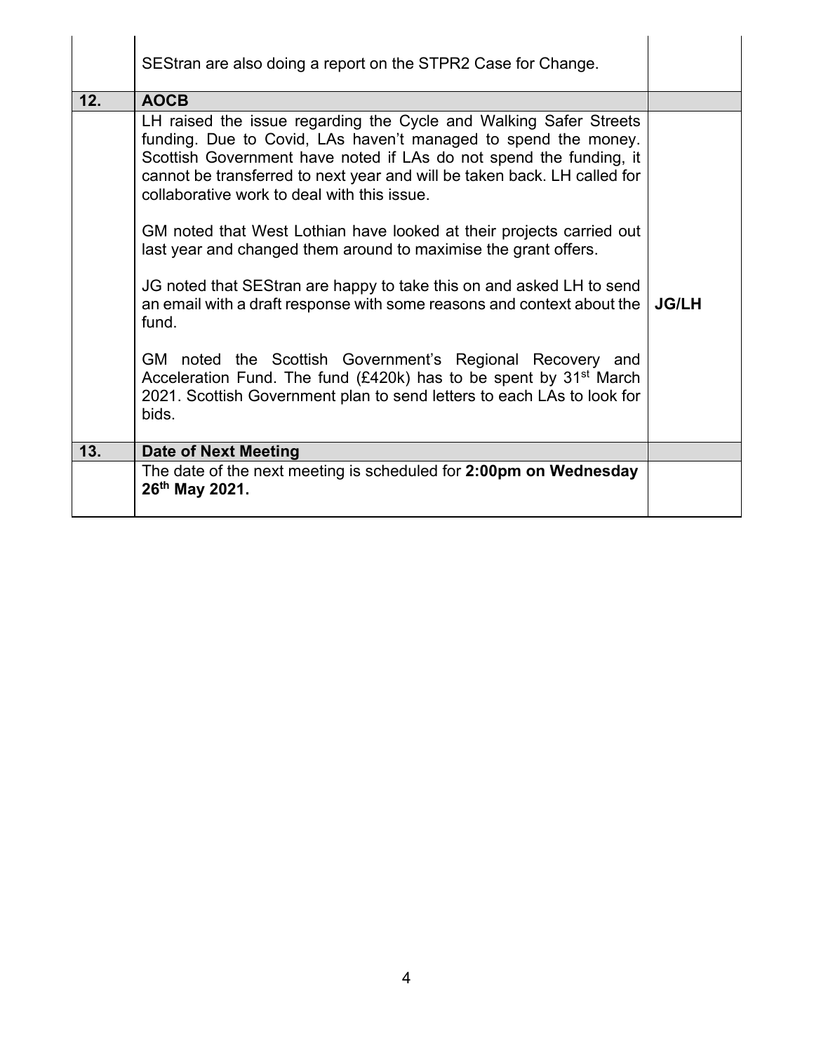| | | |
|---|---|---|
| | SEStran are also doing a report on the STPR2 Case for Change. | |
| **12.** | **AOCB** | |
| | LH raised the issue regarding the Cycle and Walking Safer Streets funding. Due to Covid, LAs haven't managed to spend the money. Scottish Government have noted if LAs do not spend the funding, it cannot be transferred to next year and will be taken back. LH called for collaborative work to deal with this issue.<br><br>GM noted that West Lothian have looked at their projects carried out last year and changed them around to maximise the grant offers.<br><br>JG noted that SEStran are happy to take this on and asked LH to send an email with a draft response with some reasons and context about the fund.<br><br>GM noted the Scottish Government's Regional Recovery and Acceleration Fund. The fund (£420k) has to be spent by 31st March 2021. Scottish Government plan to send letters to each LAs to look for bids. | **JG/LH** |
| **13.** | **Date of Next Meeting** | |
| | The date of the next meeting is scheduled for **2:00pm on Wednesday 26th May 2021.** | |